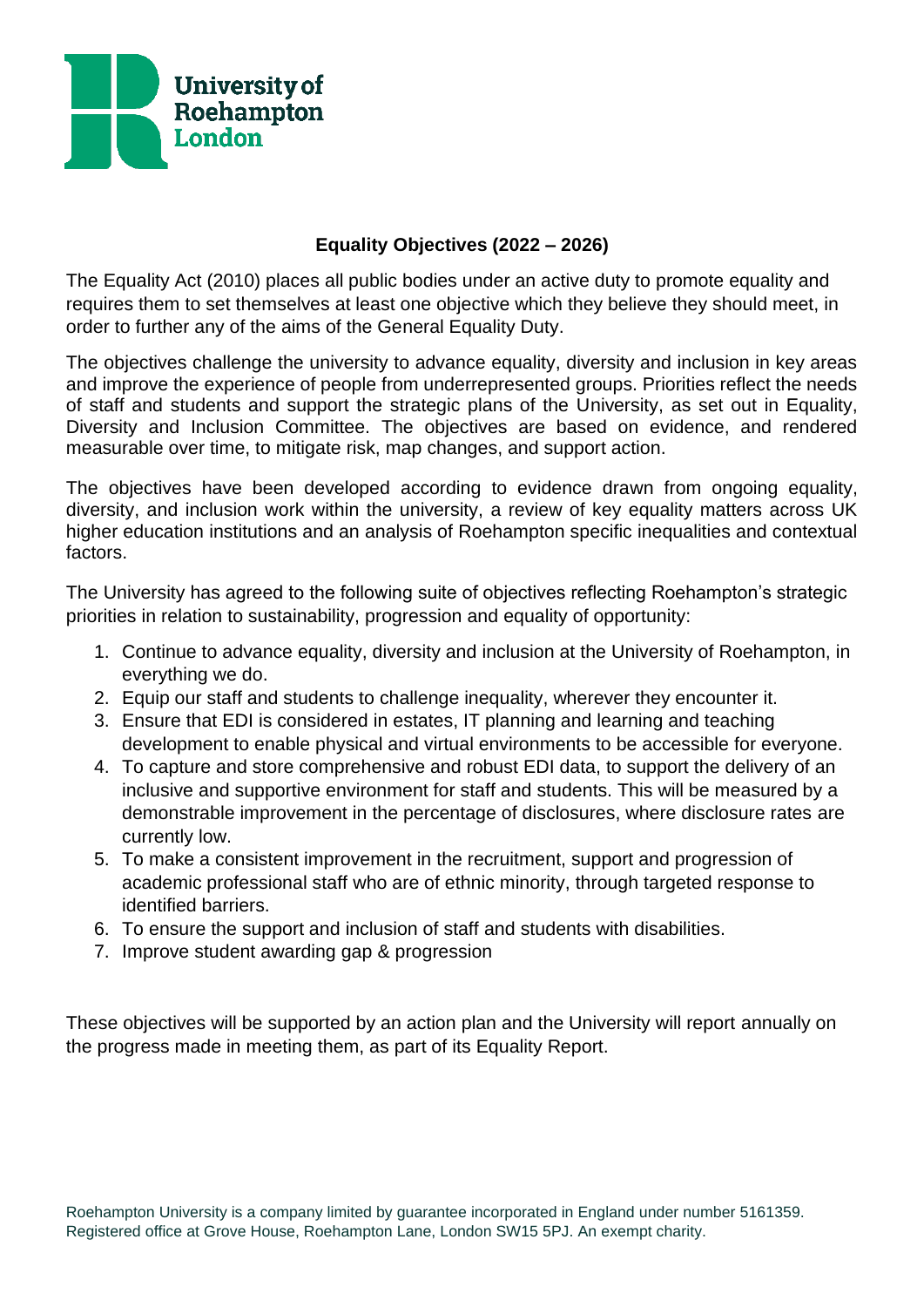University of Roehampton London

# Equality Objectives (2022 – 2026)

The Equality Act (2010) places all public bodies under an active duty to promote equality and requires them to set themselves at least one objective which they believe they should meet, in order to further any of the aims of the General Equality Duty.

The objectives challenge the university to advance equality, diversity and inclusion in key areas and improve the experience of people from underrepresented groups. Priorities reflect the needs of staff and students and support the strategic plans of the University, as set out in Equality, Diversity and Inclusion Committee. The objectives are based on evidence, and rendered measurable over time, to mitigate risk, map changes, and support action.

The objectives have been developed according to evidence drawn from ongoing equality, diversity, and inclusion work within the university, a review of key equality matters across UK higher education institutions and an analysis of Roehampton specific inequalities and contextual factors.

The University has agreed to the following suite of objectives reflecting Roehampton's strategic priorities in relation to sustainability, progression and equality of opportunity:

1. Continue to advance equality, diversity and inclusion at the University of Roehampton, in everything we do.
2. Equip our staff and students to challenge inequality, wherever they encounter it.
3. Ensure that EDI is considered in estates, IT planning and learning and teaching development to enable physical and virtual environments to be accessible for everyone.
4. To capture and store comprehensive and robust EDI data, to support the delivery of an inclusive and supportive environment for staff and students. This will be measured by a demonstrable improvement in the percentage of disclosures, where disclosure rates are currently low.
5. To make a consistent improvement in the recruitment, support and progression of academic professional staff who are of ethnic minority, through targeted response to identified barriers.
6. To ensure the support and inclusion of staff and students with disabilities.
7. Improve student awarding gap & progression

These objectives will be supported by an action plan and the University will report annually on the progress made in meeting them, as part of its Equality Report.

Roehampton University is a company limited by guarantee incorporated in England under number 5161359. Registered office at Grove House, Roehampton Lane, London SW15 5PJ. An exempt charity.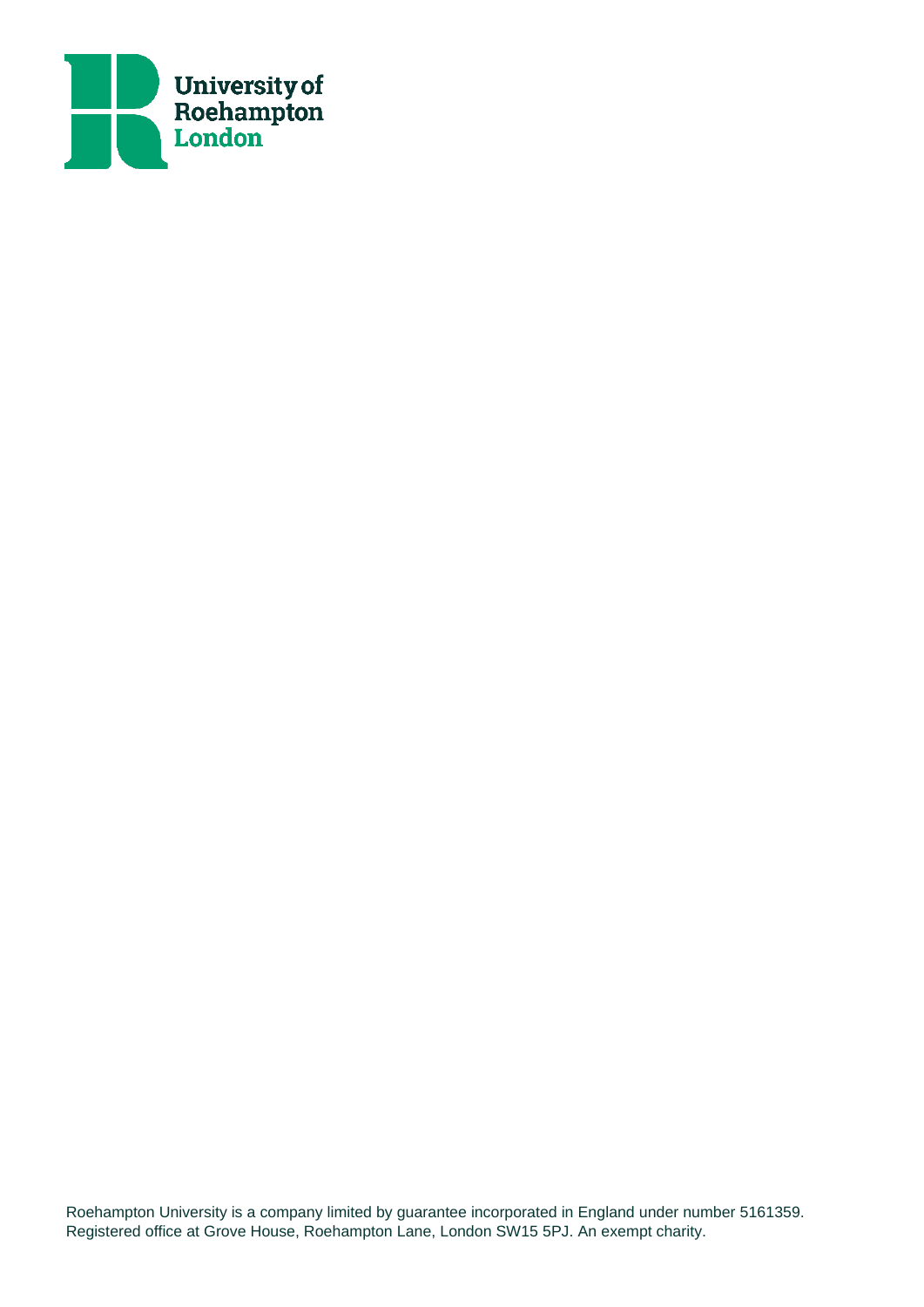University of Roehampton London

Roehampton University is a company limited by guarantee incorporated in England under number 5161359. Registered office at Grove House, Roehampton Lane, London SW15 5PJ. An exempt charity.